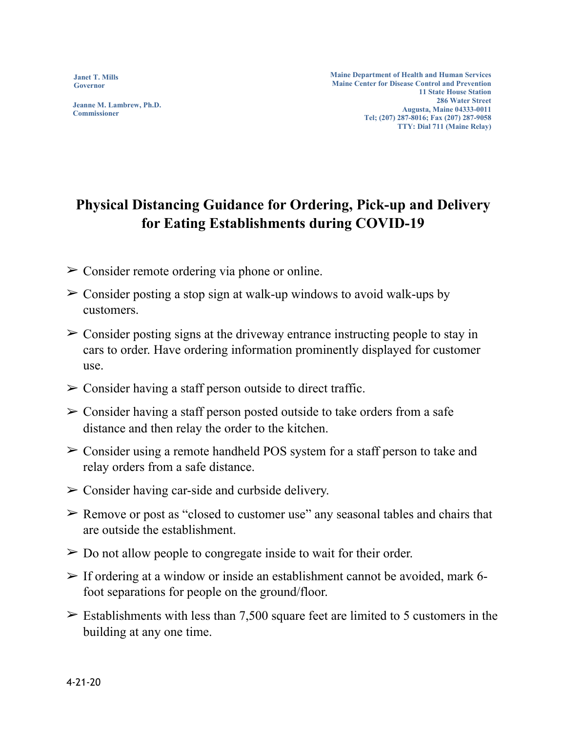Janet T. Mills
Governor

Jeanne M. Lambrew, Ph.D.
Commissioner

Maine Department of Health and Human Services
Maine Center for Disease Control and Prevention
11 State House Station
286 Water Street
Augusta, Maine 04333-0011
Tel; (207) 287-8016; Fax (207) 287-9058
TTY: Dial 711 (Maine Relay)

# Physical Distancing Guidance for Ordering, Pick-up and Delivery for Eating Establishments during COVID-19

- Consider remote ordering via phone or online.
- Consider posting a stop sign at walk-up windows to avoid walk-ups by customers.
- Consider posting signs at the driveway entrance instructing people to stay in cars to order. Have ordering information prominently displayed for customer use.
- Consider having a staff person outside to direct traffic.
- Consider having a staff person posted outside to take orders from a safe distance and then relay the order to the kitchen.
- Consider using a remote handheld POS system for a staff person to take and relay orders from a safe distance.
- Consider having car-side and curbside delivery.
- Remove or post as "closed to customer use" any seasonal tables and chairs that are outside the establishment.
- Do not allow people to congregate inside to wait for their order.
- If ordering at a window or inside an establishment cannot be avoided, mark 6-foot separations for people on the ground/floor.
- Establishments with less than 7,500 square feet are limited to 5 customers in the building at any one time.

4-21-20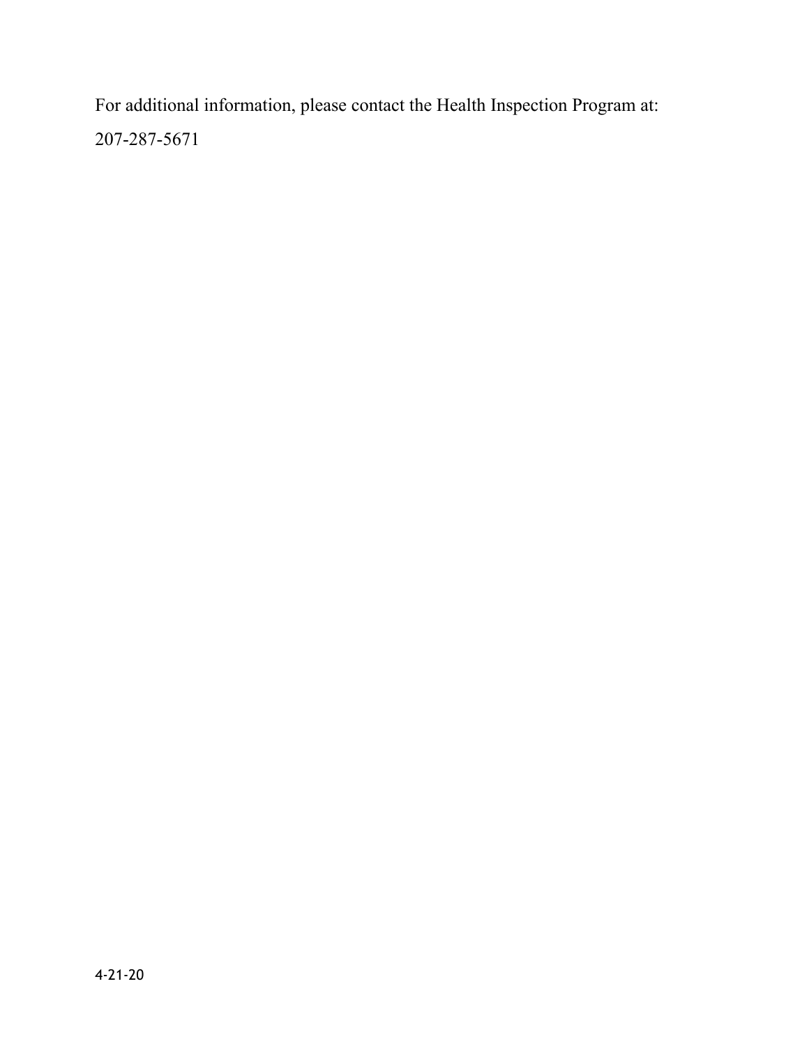For additional information, please contact the Health Inspection Program at:

207-287-5671